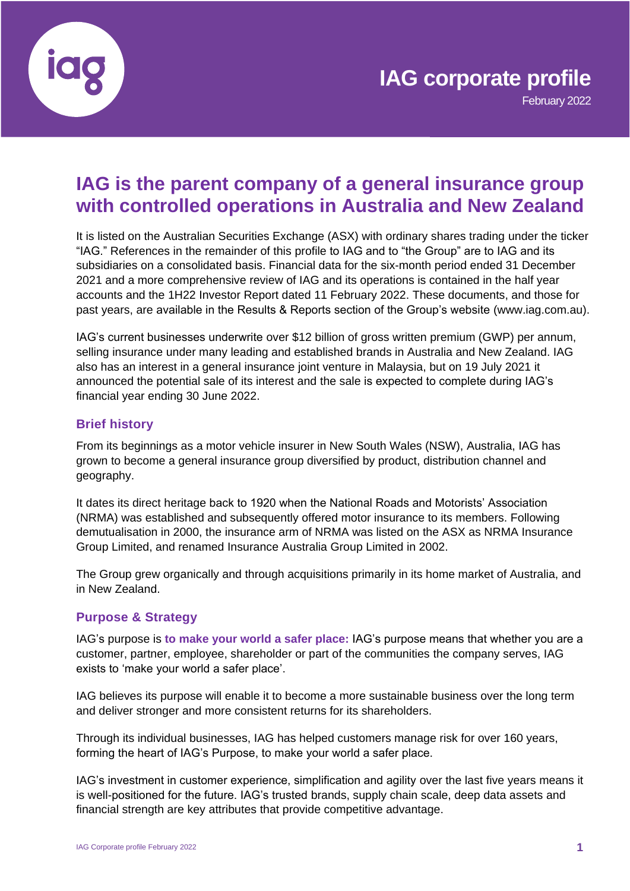# IAG corporate profile

February 2022

## IAG is the parent company of a general insurance group with controlled operations in Australia and New Zealand

It is listed on the Australian Securities Exchange (ASX) with ordinary shares trading under the ticker "IAG." References in the remainder of this profile to IAG and to "the Group" are to IAG and its subsidiaries on a consolidated basis. Financial data for the six-month period ended 31 December 2021 and a more comprehensive review of IAG and its operations is contained in the half year accounts and the 1H22 Investor Report dated 11 February 2022. These documents, and those for past years, are available in the Results & Reports section of the Group's website (www.iag.com.au).

IAG's current businesses underwrite over $12 billion of gross written premium (GWP) per annum, selling insurance under many leading and established brands in Australia and New Zealand. IAG also has an interest in a general insurance joint venture in Malaysia, but on 19 July 2021 it announced the potential sale of its interest and the sale is expected to complete during IAG's financial year ending 30 June 2022.

### Brief history

From its beginnings as a motor vehicle insurer in New South Wales (NSW), Australia, IAG has grown to become a general insurance group diversified by product, distribution channel and geography.

It dates its direct heritage back to 1920 when the National Roads and Motorists' Association (NRMA) was established and subsequently offered motor insurance to its members. Following demutualisation in 2000, the insurance arm of NRMA was listed on the ASX as NRMA Insurance Group Limited, and renamed Insurance Australia Group Limited in 2002.

The Group grew organically and through acquisitions primarily in its home market of Australia, and in New Zealand.

### Purpose & Strategy

IAG's purpose is **to make your world a safer place:** IAG's purpose means that whether you are a customer, partner, employee, shareholder or part of the communities the company serves, IAG exists to 'make your world a safer place'.

IAG believes its purpose will enable it to become a more sustainable business over the long term and deliver stronger and more consistent returns for its shareholders.

Through its individual businesses, IAG has helped customers manage risk for over 160 years, forming the heart of IAG's Purpose, to make your world a safer place.

IAG's investment in customer experience, simplification and agility over the last five years means it is well-positioned for the future. IAG's trusted brands, supply chain scale, deep data assets and financial strength are key attributes that provide competitive advantage.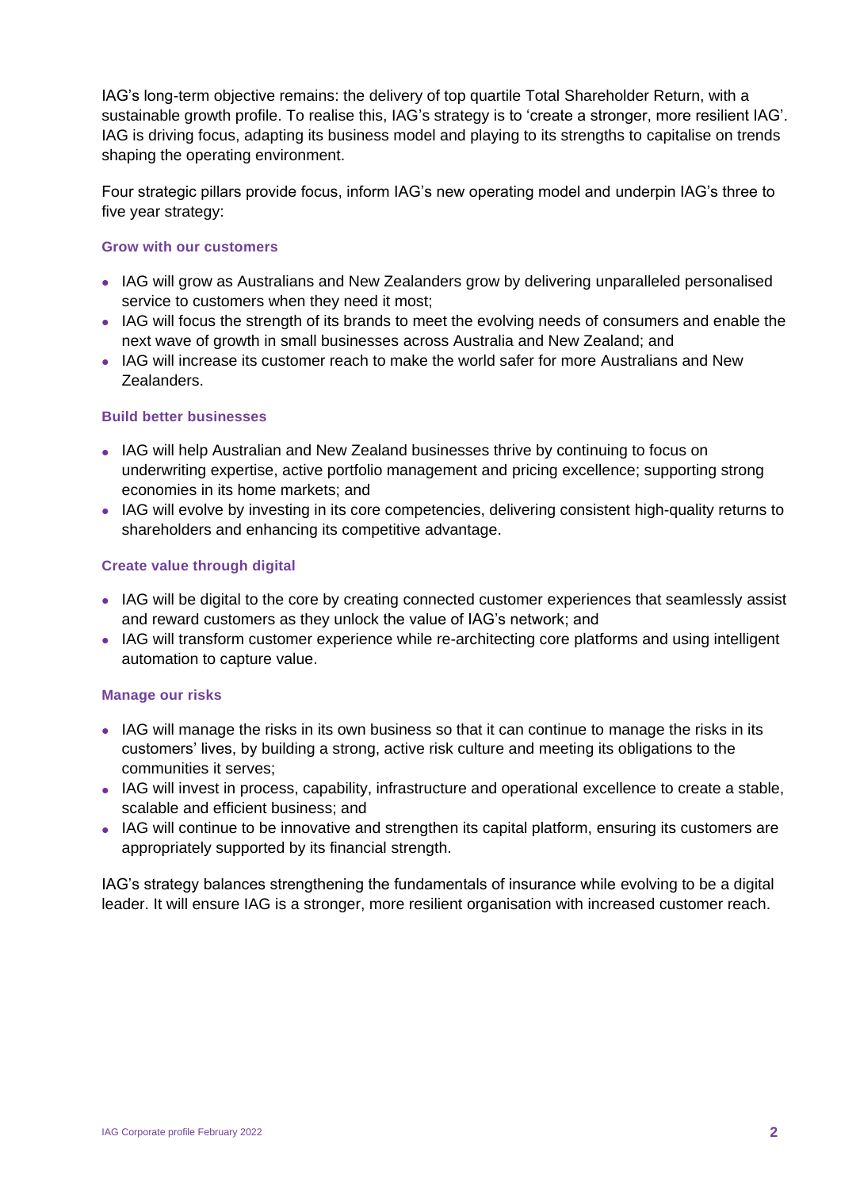IAG's long-term objective remains: the delivery of top quartile Total Shareholder Return, with a sustainable growth profile. To realise this, IAG's strategy is to 'create a stronger, more resilient IAG'. IAG is driving focus, adapting its business model and playing to its strengths to capitalise on trends shaping the operating environment.

Four strategic pillars provide focus, inform IAG's new operating model and underpin IAG's three to five year strategy:

### Grow with our customers

- IAG will grow as Australians and New Zealanders grow by delivering unparalleled personalised service to customers when they need it most;
- IAG will focus the strength of its brands to meet the evolving needs of consumers and enable the next wave of growth in small businesses across Australia and New Zealand; and
- IAG will increase its customer reach to make the world safer for more Australians and New Zealanders.

### Build better businesses

- IAG will help Australian and New Zealand businesses thrive by continuing to focus on underwriting expertise, active portfolio management and pricing excellence; supporting strong economies in its home markets; and
- IAG will evolve by investing in its core competencies, delivering consistent high-quality returns to shareholders and enhancing its competitive advantage.

### Create value through digital

- IAG will be digital to the core by creating connected customer experiences that seamlessly assist and reward customers as they unlock the value of IAG's network; and
- IAG will transform customer experience while re-architecting core platforms and using intelligent automation to capture value.

### Manage our risks

- IAG will manage the risks in its own business so that it can continue to manage the risks in its customers' lives, by building a strong, active risk culture and meeting its obligations to the communities it serves;
- IAG will invest in process, capability, infrastructure and operational excellence to create a stable, scalable and efficient business; and
- IAG will continue to be innovative and strengthen its capital platform, ensuring its customers are appropriately supported by its financial strength.

IAG's strategy balances strengthening the fundamentals of insurance while evolving to be a digital leader. It will ensure IAG is a stronger, more resilient organisation with increased customer reach.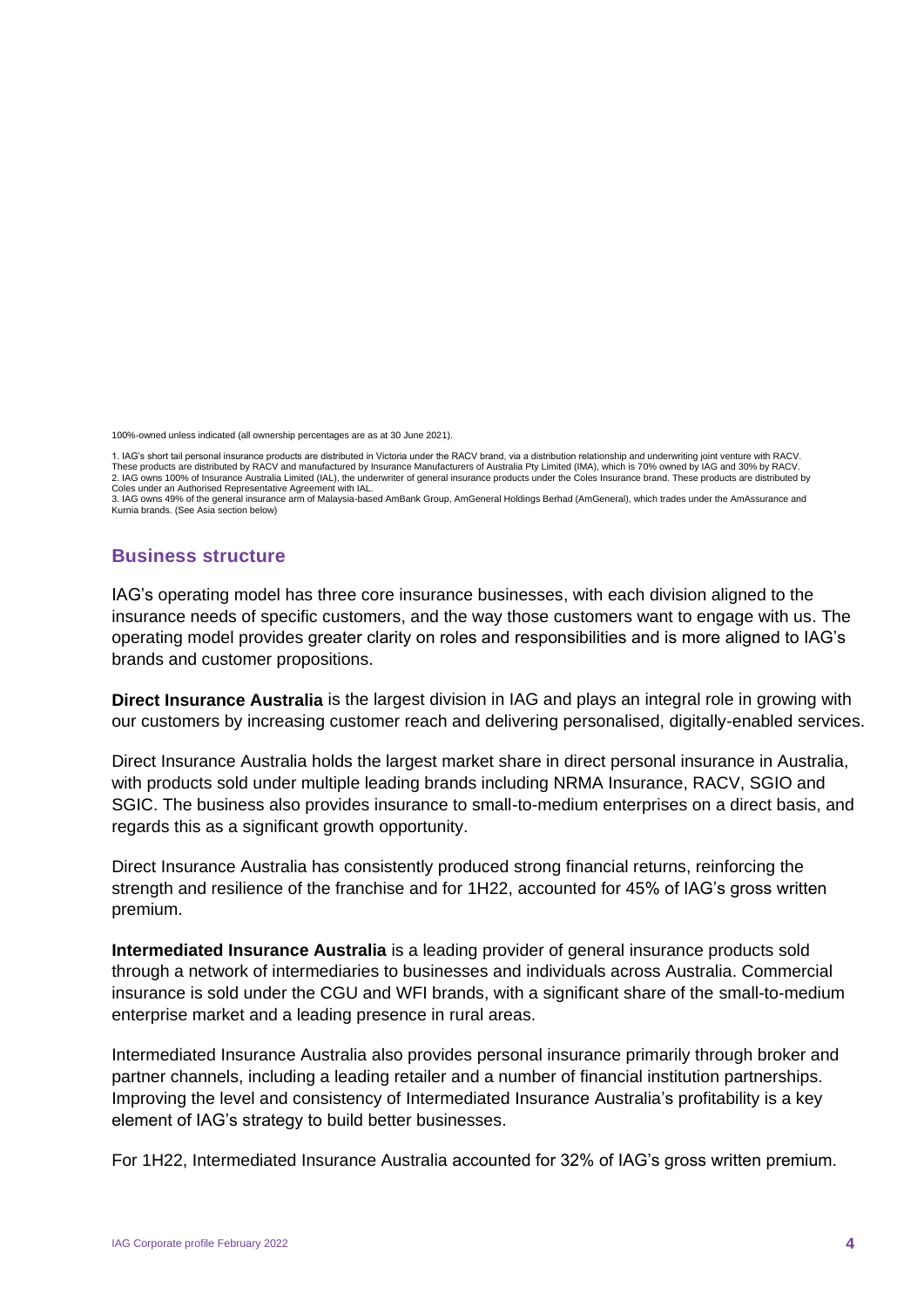100%-owned unless indicated (all ownership percentages are as at 30 June 2021).

1. IAG's short tail personal insurance products are distributed in Victoria under the RACV brand, via a distribution relationship and underwriting joint venture with RACV. These products are distributed by RACV and manufactured by Insurance Manufacturers of Australia Pty Limited (IMA), which is 70% owned by IAG and 30% by RACV.
2. IAG owns 100% of Insurance Australia Limited (IAL), the underwriter of general insurance products under the Coles Insurance brand. These products are distributed by Coles under an Authorised Representative Agreement with IAL.
3. IAG owns 49% of the general insurance arm of Malaysia-based AmBank Group, AmGeneral Holdings Berhad (AmGeneral), which trades under the AmAssurance and Kurnia brands. (See Asia section below)

## Business structure

IAG's operating model has three core insurance businesses, with each division aligned to the insurance needs of specific customers, and the way those customers want to engage with us. The operating model provides greater clarity on roles and responsibilities and is more aligned to IAG's brands and customer propositions.

**Direct Insurance Australia** is the largest division in IAG and plays an integral role in growing with our customers by increasing customer reach and delivering personalised, digitally-enabled services.

Direct Insurance Australia holds the largest market share in direct personal insurance in Australia, with products sold under multiple leading brands including NRMA Insurance, RACV, SGIO and SGIC. The business also provides insurance to small-to-medium enterprises on a direct basis, and regards this as a significant growth opportunity.

Direct Insurance Australia has consistently produced strong financial returns, reinforcing the strength and resilience of the franchise and for 1H22, accounted for 45% of IAG's gross written premium.

**Intermediated Insurance Australia** is a leading provider of general insurance products sold through a network of intermediaries to businesses and individuals across Australia. Commercial insurance is sold under the CGU and WFI brands, with a significant share of the small-to-medium enterprise market and a leading presence in rural areas.

Intermediated Insurance Australia also provides personal insurance primarily through broker and partner channels, including a leading retailer and a number of financial institution partnerships. Improving the level and consistency of Intermediated Insurance Australia's profitability is a key element of IAG's strategy to build better businesses.

For 1H22, Intermediated Insurance Australia accounted for 32% of IAG's gross written premium.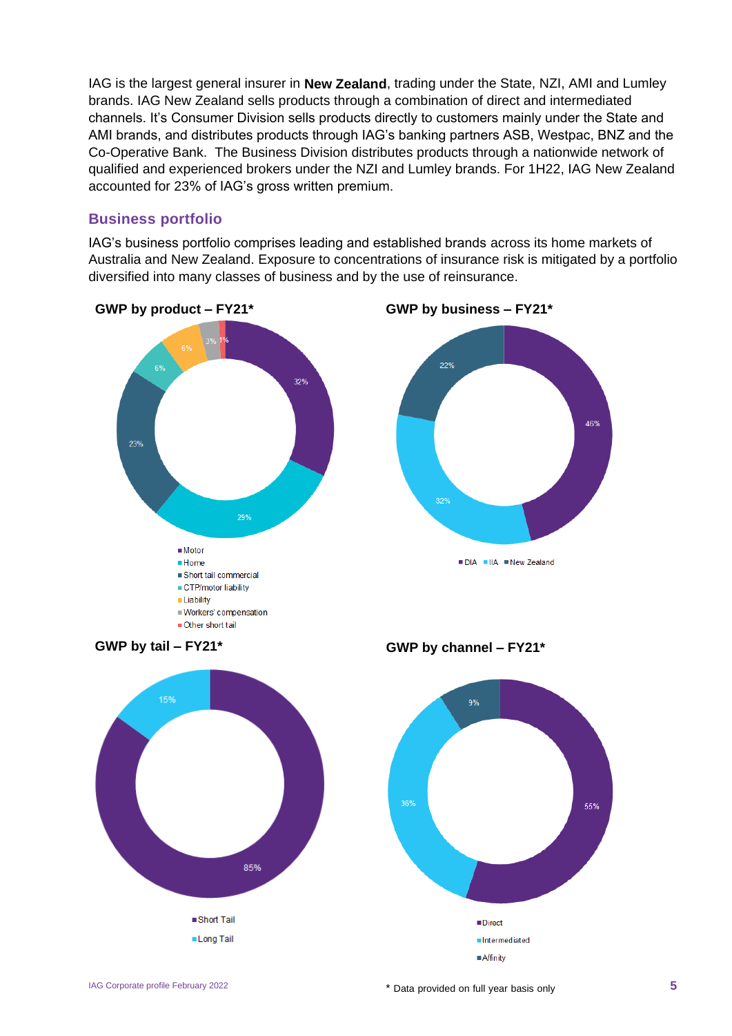IAG is the largest general insurer in **New Zealand**, trading under the State, NZI, AMI and Lumley brands. IAG New Zealand sells products through a combination of direct and intermediated channels. It's Consumer Division sells products directly to customers mainly under the State and AMI brands, and distributes products through IAG's banking partners ASB, Westpac, BNZ and the Co-Operative Bank. The Business Division distributes products through a nationwide network of qualified and experienced brokers under the NZI and Lumley brands. For 1H22, IAG New Zealand accounted for 23% of IAG's gross written premium.

## Business portfolio

IAG's business portfolio comprises leading and established brands across its home markets of Australia and New Zealand. Exposure to concentrations of insurance risk is mitigated by a portfolio diversified into many classes of business and by the use of reinsurance.

**GWP by product – FY21***

| Product | % |
|---|---|
| Motor | 32% |
| Home | 29% |
| Short tail commercial | 23% |
| CTP/motor liability | 6% |
| Liability | 6% |
| Workers' compensation | 3% |
| Other short tail | 1% |

**GWP by business – FY21***

| Business | % |
|---|---|
| DIA | 46% |
| IIA | 32% |
| New Zealand | 22% |

**GWP by tail – FY21***

| Tail | % |
|---|---|
| Short Tail | 85% |
| Long Tail | 15% |

**GWP by channel – FY21***

| Channel | % |
|---|---|
| Direct | 55% |
| Intermediated | 36% |
| Affinity | 9% |

\* Data provided on full year basis only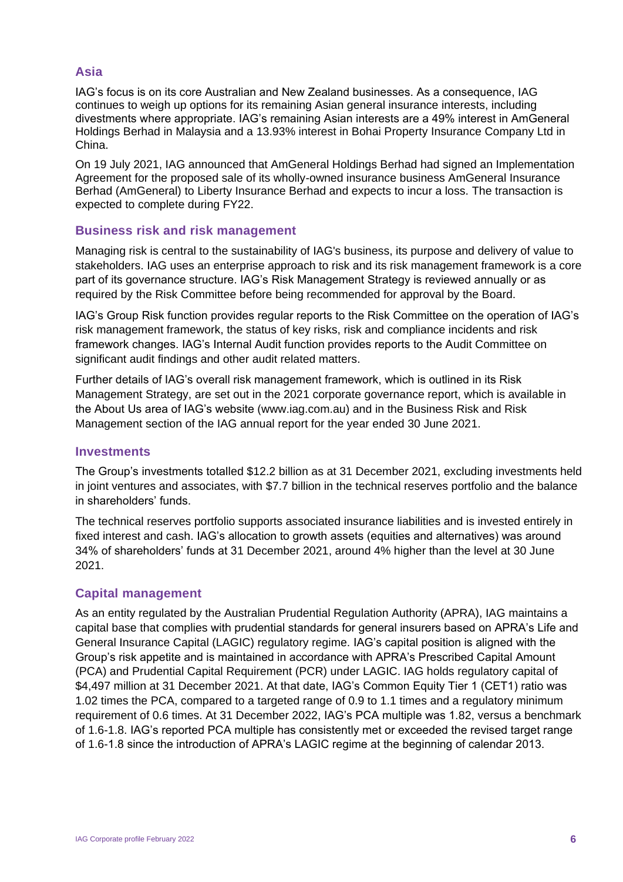## Asia

IAG's focus is on its core Australian and New Zealand businesses. As a consequence, IAG continues to weigh up options for its remaining Asian general insurance interests, including divestments where appropriate. IAG's remaining Asian interests are a 49% interest in AmGeneral Holdings Berhad in Malaysia and a 13.93% interest in Bohai Property Insurance Company Ltd in China.

On 19 July 2021, IAG announced that AmGeneral Holdings Berhad had signed an Implementation Agreement for the proposed sale of its wholly-owned insurance business AmGeneral Insurance Berhad (AmGeneral) to Liberty Insurance Berhad and expects to incur a loss. The transaction is expected to complete during FY22.

## Business risk and risk management

Managing risk is central to the sustainability of IAG's business, its purpose and delivery of value to stakeholders. IAG uses an enterprise approach to risk and its risk management framework is a core part of its governance structure. IAG's Risk Management Strategy is reviewed annually or as required by the Risk Committee before being recommended for approval by the Board.

IAG's Group Risk function provides regular reports to the Risk Committee on the operation of IAG's risk management framework, the status of key risks, risk and compliance incidents and risk framework changes. IAG's Internal Audit function provides reports to the Audit Committee on significant audit findings and other audit related matters.

Further details of IAG's overall risk management framework, which is outlined in its Risk Management Strategy, are set out in the 2021 corporate governance report, which is available in the About Us area of IAG's website (www.iag.com.au) and in the Business Risk and Risk Management section of the IAG annual report for the year ended 30 June 2021.

## Investments

The Group's investments totalled $12.2 billion as at 31 December 2021, excluding investments held in joint ventures and associates, with $7.7 billion in the technical reserves portfolio and the balance in shareholders' funds.

The technical reserves portfolio supports associated insurance liabilities and is invested entirely in fixed interest and cash. IAG's allocation to growth assets (equities and alternatives) was around 34% of shareholders' funds at 31 December 2021, around 4% higher than the level at 30 June 2021.

## Capital management

As an entity regulated by the Australian Prudential Regulation Authority (APRA), IAG maintains a capital base that complies with prudential standards for general insurers based on APRA's Life and General Insurance Capital (LAGIC) regulatory regime. IAG's capital position is aligned with the Group's risk appetite and is maintained in accordance with APRA's Prescribed Capital Amount (PCA) and Prudential Capital Requirement (PCR) under LAGIC. IAG holds regulatory capital of $4,497 million at 31 December 2021. At that date, IAG's Common Equity Tier 1 (CET1) ratio was 1.02 times the PCA, compared to a targeted range of 0.9 to 1.1 times and a regulatory minimum requirement of 0.6 times. At 31 December 2022, IAG's PCA multiple was 1.82, versus a benchmark of 1.6-1.8. IAG's reported PCA multiple has consistently met or exceeded the revised target range of 1.6-1.8 since the introduction of APRA's LAGIC regime at the beginning of calendar 2013.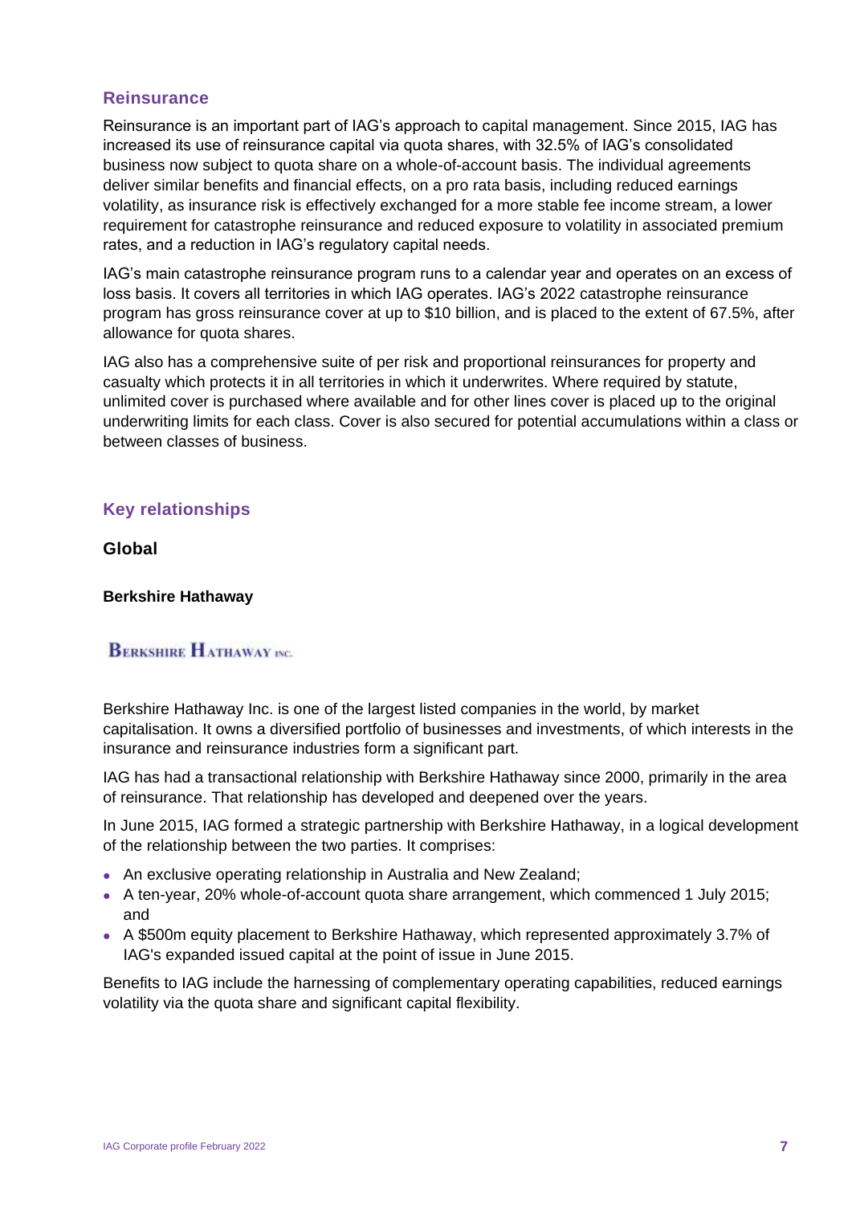## Reinsurance

Reinsurance is an important part of IAG's approach to capital management. Since 2015, IAG has increased its use of reinsurance capital via quota shares, with 32.5% of IAG's consolidated business now subject to quota share on a whole-of-account basis. The individual agreements deliver similar benefits and financial effects, on a pro rata basis, including reduced earnings volatility, as insurance risk is effectively exchanged for a more stable fee income stream, a lower requirement for catastrophe reinsurance and reduced exposure to volatility in associated premium rates, and a reduction in IAG's regulatory capital needs.

IAG's main catastrophe reinsurance program runs to a calendar year and operates on an excess of loss basis. It covers all territories in which IAG operates. IAG's 2022 catastrophe reinsurance program has gross reinsurance cover at up to $10 billion, and is placed to the extent of 67.5%, after allowance for quota shares.

IAG also has a comprehensive suite of per risk and proportional reinsurances for property and casualty which protects it in all territories in which it underwrites. Where required by statute, unlimited cover is purchased where available and for other lines cover is placed up to the original underwriting limits for each class. Cover is also secured for potential accumulations within a class or between classes of business.

## Key relationships

### Global

#### Berkshire Hathaway

BERKSHIRE HATHAWAY INC.

Berkshire Hathaway Inc. is one of the largest listed companies in the world, by market capitalisation. It owns a diversified portfolio of businesses and investments, of which interests in the insurance and reinsurance industries form a significant part.

IAG has had a transactional relationship with Berkshire Hathaway since 2000, primarily in the area of reinsurance. That relationship has developed and deepened over the years.

In June 2015, IAG formed a strategic partnership with Berkshire Hathaway, in a logical development of the relationship between the two parties. It comprises:

- An exclusive operating relationship in Australia and New Zealand;
- A ten-year, 20% whole-of-account quota share arrangement, which commenced 1 July 2015; and
- A $500m equity placement to Berkshire Hathaway, which represented approximately 3.7% of IAG's expanded issued capital at the point of issue in June 2015.

Benefits to IAG include the harnessing of complementary operating capabilities, reduced earnings volatility via the quota share and significant capital flexibility.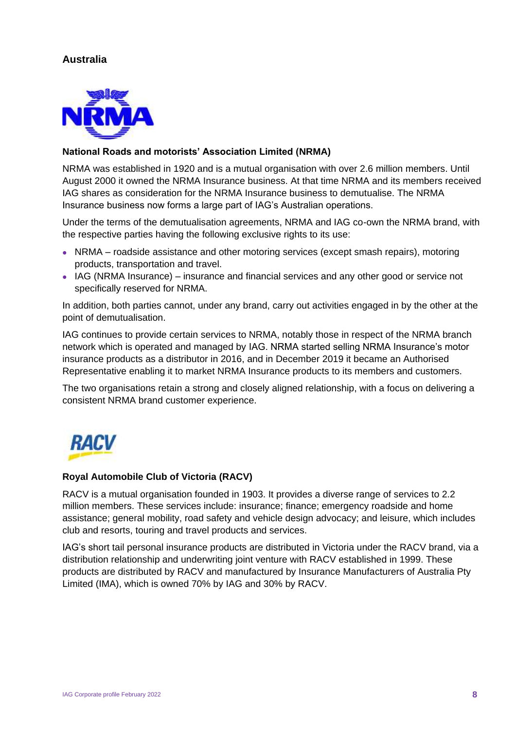## Australia

### National Roads and motorists' Association Limited (NRMA)

NRMA was established in 1920 and is a mutual organisation with over 2.6 million members. Until August 2000 it owned the NRMA Insurance business. At that time NRMA and its members received IAG shares as consideration for the NRMA Insurance business to demutualise. The NRMA Insurance business now forms a large part of IAG's Australian operations.

Under the terms of the demutualisation agreements, NRMA and IAG co-own the NRMA brand, with the respective parties having the following exclusive rights to its use:

- NRMA – roadside assistance and other motoring services (except smash repairs), motoring products, transportation and travel.
- IAG (NRMA Insurance) – insurance and financial services and any other good or service not specifically reserved for NRMA.

In addition, both parties cannot, under any brand, carry out activities engaged in by the other at the point of demutualisation.

IAG continues to provide certain services to NRMA, notably those in respect of the NRMA branch network which is operated and managed by IAG. NRMA started selling NRMA Insurance's motor insurance products as a distributor in 2016, and in December 2019 it became an Authorised Representative enabling it to market NRMA Insurance products to its members and customers.

The two organisations retain a strong and closely aligned relationship, with a focus on delivering a consistent NRMA brand customer experience.

### Royal Automobile Club of Victoria (RACV)

RACV is a mutual organisation founded in 1903. It provides a diverse range of services to 2.2 million members. These services include: insurance; finance; emergency roadside and home assistance; general mobility, road safety and vehicle design advocacy; and leisure, which includes club and resorts, touring and travel products and services.

IAG's short tail personal insurance products are distributed in Victoria under the RACV brand, via a distribution relationship and underwriting joint venture with RACV established in 1999. These products are distributed by RACV and manufactured by Insurance Manufacturers of Australia Pty Limited (IMA), which is owned 70% by IAG and 30% by RACV.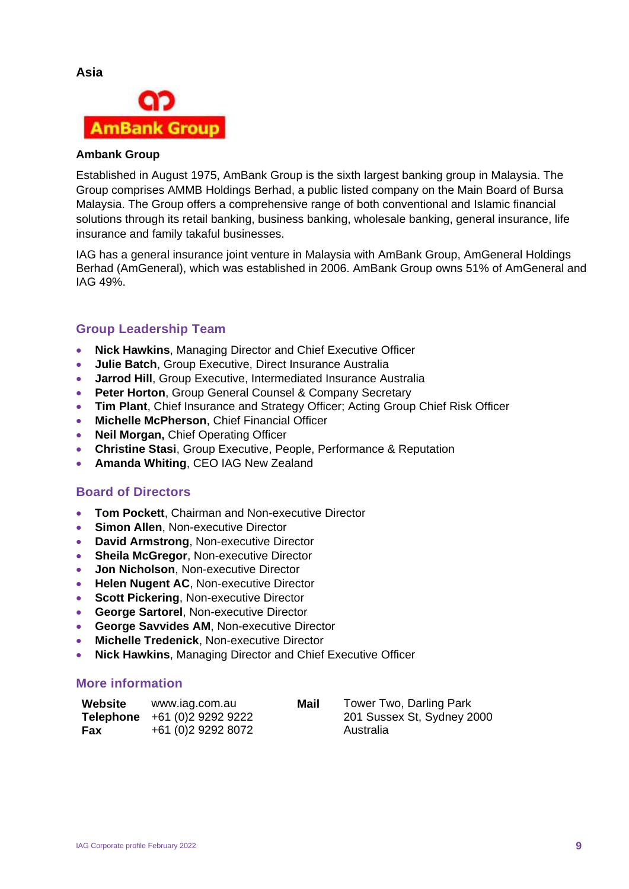**Asia**

**Ambank Group**

Established in August 1975, AmBank Group is the sixth largest banking group in Malaysia. The Group comprises AMMB Holdings Berhad, a public listed company on the Main Board of Bursa Malaysia. The Group offers a comprehensive range of both conventional and Islamic financial solutions through its retail banking, business banking, wholesale banking, general insurance, life insurance and family takaful businesses.

IAG has a general insurance joint venture in Malaysia with AmBank Group, AmGeneral Holdings Berhad (AmGeneral), which was established in 2006. AmBank Group owns 51% of AmGeneral and IAG 49%.

## Group Leadership Team

- **Nick Hawkins**, Managing Director and Chief Executive Officer
- **Julie Batch**, Group Executive, Direct Insurance Australia
- **Jarrod Hill**, Group Executive, Intermediated Insurance Australia
- **Peter Horton**, Group General Counsel & Company Secretary
- **Tim Plant**, Chief Insurance and Strategy Officer; Acting Group Chief Risk Officer
- **Michelle McPherson**, Chief Financial Officer
- **Neil Morgan,** Chief Operating Officer
- **Christine Stasi**, Group Executive, People, Performance & Reputation
- **Amanda Whiting**, CEO IAG New Zealand

## Board of Directors

- **Tom Pockett**, Chairman and Non-executive Director
- **Simon Allen**, Non-executive Director
- **David Armstrong**, Non-executive Director
- **Sheila McGregor**, Non-executive Director
- **Jon Nicholson**, Non-executive Director
- **Helen Nugent AC**, Non-executive Director
- **Scott Pickering**, Non-executive Director
- **George Sartorel**, Non-executive Director
- **George Savvides AM**, Non-executive Director
- **Michelle Tredenick**, Non-executive Director
- **Nick Hawkins**, Managing Director and Chief Executive Officer

## More information

| | | | |
|---|---|---|---|
| **Website** | www.iag.com.au | **Mail** | Tower Two, Darling Park |
| **Telephone** | +61 (0)2 9292 9222 | | 201 Sussex St, Sydney 2000 |
| **Fax** | +61 (0)2 9292 8072 | | Australia |